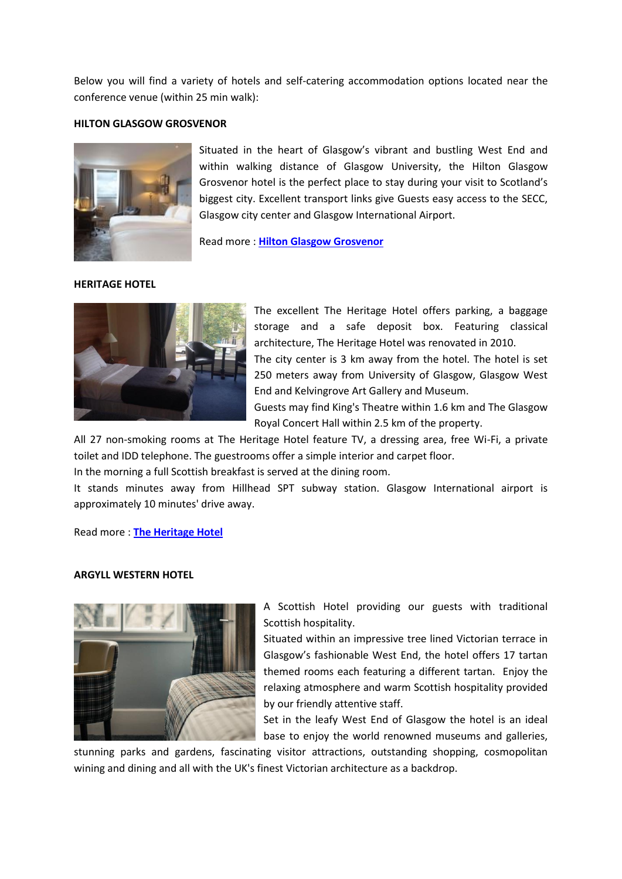Below you will find a variety of hotels and self-catering accommodation options located near the conference venue (within 25 min walk):

**HILTON GLASGOW GROSVENOR**

Situated in the heart of Glasgow's vibrant and bustling West End and within walking distance of Glasgow University, the Hilton Glasgow Grosvenor hotel is the perfect place to stay during your visit to Scotland's biggest city. Excellent transport links give Guests easy access to the SECC, Glasgow city center and Glasgow International Airport.

Read more : **Hilton Glasgow Grosvenor**

**HERITAGE HOTEL**

The excellent The Heritage Hotel offers parking, a baggage storage and a safe deposit box. Featuring classical architecture, The Heritage Hotel was renovated in 2010.
The city center is 3 km away from the hotel. The hotel is set 250 meters away from University of Glasgow, Glasgow West End and Kelvingrove Art Gallery and Museum.
Guests may find King's Theatre within 1.6 km and The Glasgow Royal Concert Hall within 2.5 km of the property.
All 27 non-smoking rooms at The Heritage Hotel feature TV, a dressing area, free Wi-Fi, a private toilet and IDD telephone. The guestrooms offer a simple interior and carpet floor.
In the morning a full Scottish breakfast is served at the dining room.
It stands minutes away from Hillhead SPT subway station. Glasgow International airport is approximately 10 minutes' drive away.

Read more : **The Heritage Hotel**

**ARGYLL WESTERN HOTEL**

A Scottish Hotel providing our guests with traditional Scottish hospitality.
Situated within an impressive tree lined Victorian terrace in Glasgow's fashionable West End, the hotel offers 17 tartan themed rooms each featuring a different tartan. Enjoy the relaxing atmosphere and warm Scottish hospitality provided by our friendly attentive staff.
Set in the leafy West End of Glasgow the hotel is an ideal base to enjoy the world renowned museums and galleries, stunning parks and gardens, fascinating visitor attractions, outstanding shopping, cosmopolitan wining and dining and all with the UK's finest Victorian architecture as a backdrop.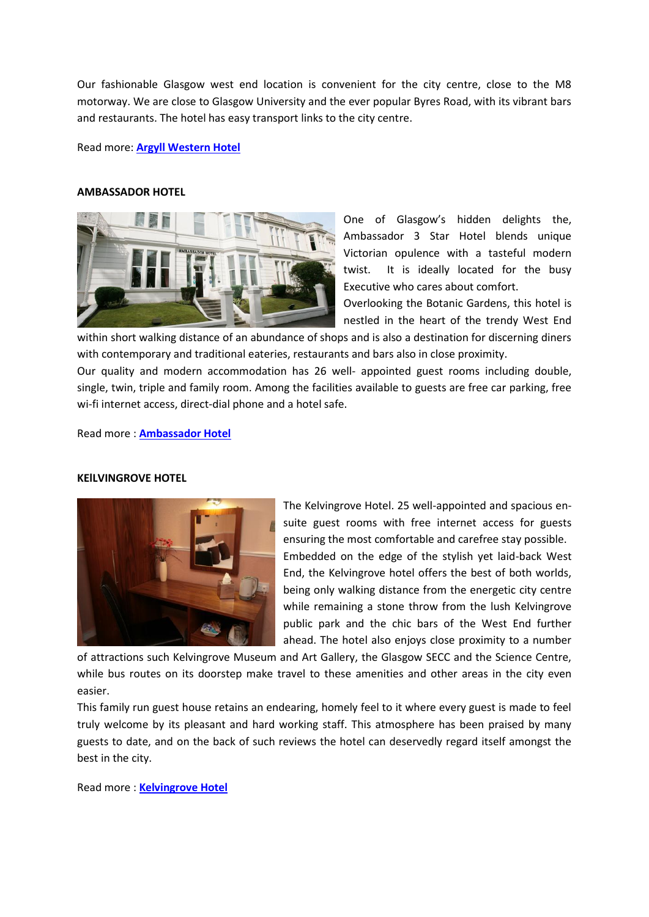Our fashionable Glasgow west end location is convenient for the city centre, close to the M8 motorway. We are close to Glasgow University and the ever popular Byres Road, with its vibrant bars and restaurants. The hotel has easy transport links to the city centre.

Read more: **[Argyll Western Hotel]()**

**AMBASSADOR HOTEL**

One of Glasgow's hidden delights the, Ambassador 3 Star Hotel blends unique Victorian opulence with a tasteful modern twist. It is ideally located for the busy Executive who cares about comfort.

Overlooking the Botanic Gardens, this hotel is nestled in the heart of the trendy West End within short walking distance of an abundance of shops and is also a destination for discerning diners with contemporary and traditional eateries, restaurants and bars also in close proximity.

Our quality and modern accommodation has 26 well- appointed guest rooms including double, single, twin, triple and family room. Among the facilities available to guests are free car parking, free wi-fi internet access, direct-dial phone and a hotel safe.

Read more : **[Ambassador Hotel]()**

**KEILVINGROVE HOTEL**

The Kelvingrove Hotel. 25 well-appointed and spacious en-suite guest rooms with free internet access for guests ensuring the most comfortable and carefree stay possible.

Embedded on the edge of the stylish yet laid-back West End, the Kelvingrove hotel offers the best of both worlds, being only walking distance from the energetic city centre while remaining a stone throw from the lush Kelvingrove public park and the chic bars of the West End further ahead. The hotel also enjoys close proximity to a number of attractions such Kelvingrove Museum and Art Gallery, the Glasgow SECC and the Science Centre, while bus routes on its doorstep make travel to these amenities and other areas in the city even easier.

This family run guest house retains an endearing, homely feel to it where every guest is made to feel truly welcome by its pleasant and hard working staff. This atmosphere has been praised by many guests to date, and on the back of such reviews the hotel can deservedly regard itself amongst the best in the city.

Read more : **[Kelvingrove Hotel]()**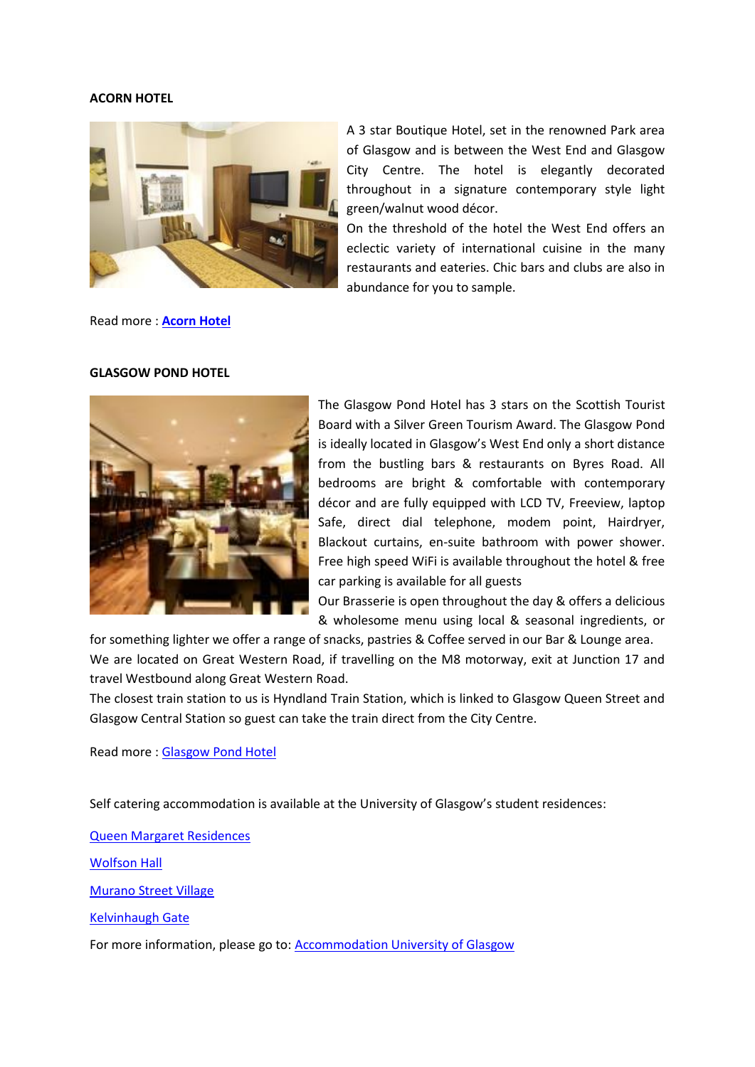**ACORN HOTEL**

A 3 star Boutique Hotel, set in the renowned Park area of Glasgow and is between the West End and Glasgow City Centre. The hotel is elegantly decorated throughout in a signature contemporary style light green/walnut wood décor.

On the threshold of the hotel the West End offers an eclectic variety of international cuisine in the many restaurants and eateries. Chic bars and clubs are also in abundance for you to sample.

Read more : **Acorn Hotel**

**GLASGOW POND HOTEL**

The Glasgow Pond Hotel has 3 stars on the Scottish Tourist Board with a Silver Green Tourism Award. The Glasgow Pond is ideally located in Glasgow's West End only a short distance from the bustling bars & restaurants on Byres Road. All bedrooms are bright & comfortable with contemporary décor and are fully equipped with LCD TV, Freeview, laptop Safe, direct dial telephone, modem point, Hairdryer, Blackout curtains, en-suite bathroom with power shower. Free high speed WiFi is available throughout the hotel & free car parking is available for all guests

Our Brasserie is open throughout the day & offers a delicious & wholesome menu using local & seasonal ingredients, or for something lighter we offer a range of snacks, pastries & Coffee served in our Bar & Lounge area.

We are located on Great Western Road, if travelling on the M8 motorway, exit at Junction 17 and travel Westbound along Great Western Road.

The closest train station to us is Hyndland Train Station, which is linked to Glasgow Queen Street and Glasgow Central Station so guest can take the train direct from the City Centre.

Read more : Glasgow Pond Hotel

Self catering accommodation is available at the University of Glasgow's student residences:

Queen Margaret Residences

Wolfson Hall

Murano Street Village

Kelvinhaugh Gate

For more information, please go to: Accommodation University of Glasgow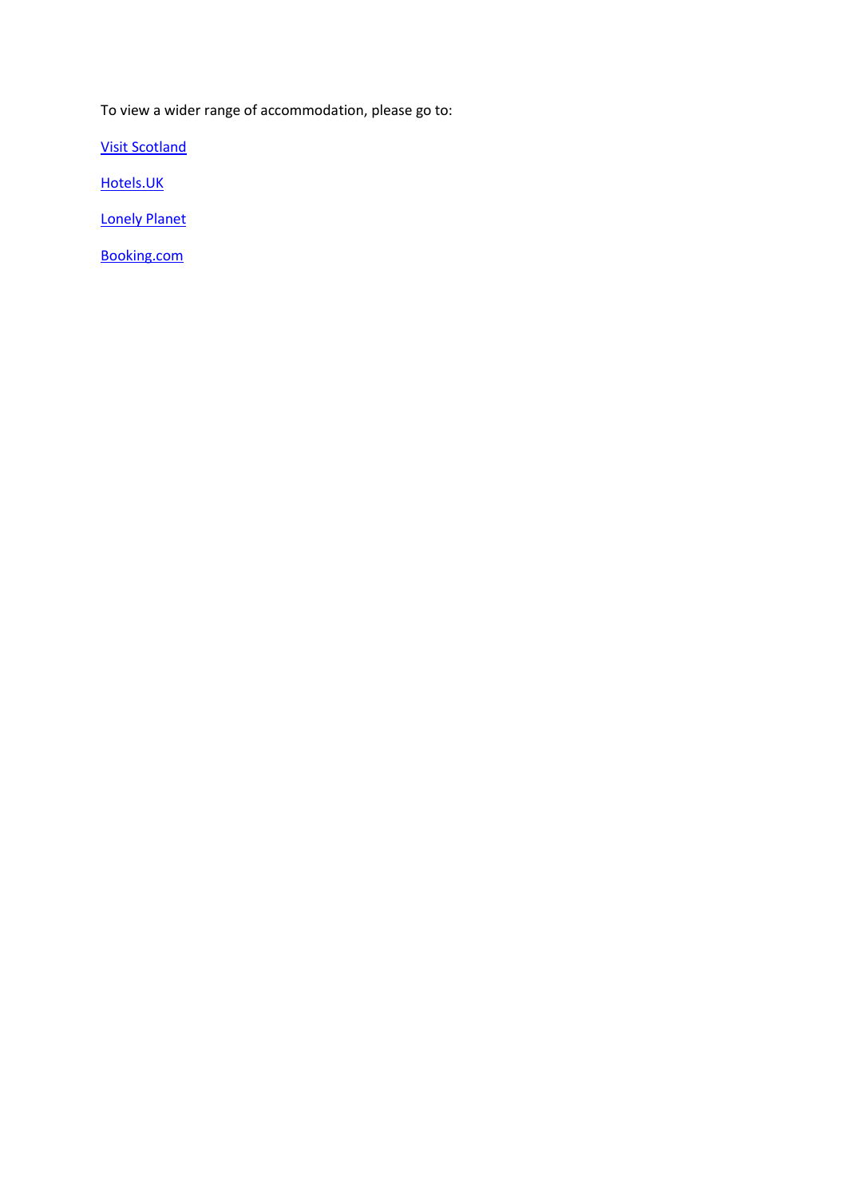To view a wider range of accommodation, please go to:

Visit Scotland

Hotels.UK

Lonely Planet

Booking.com